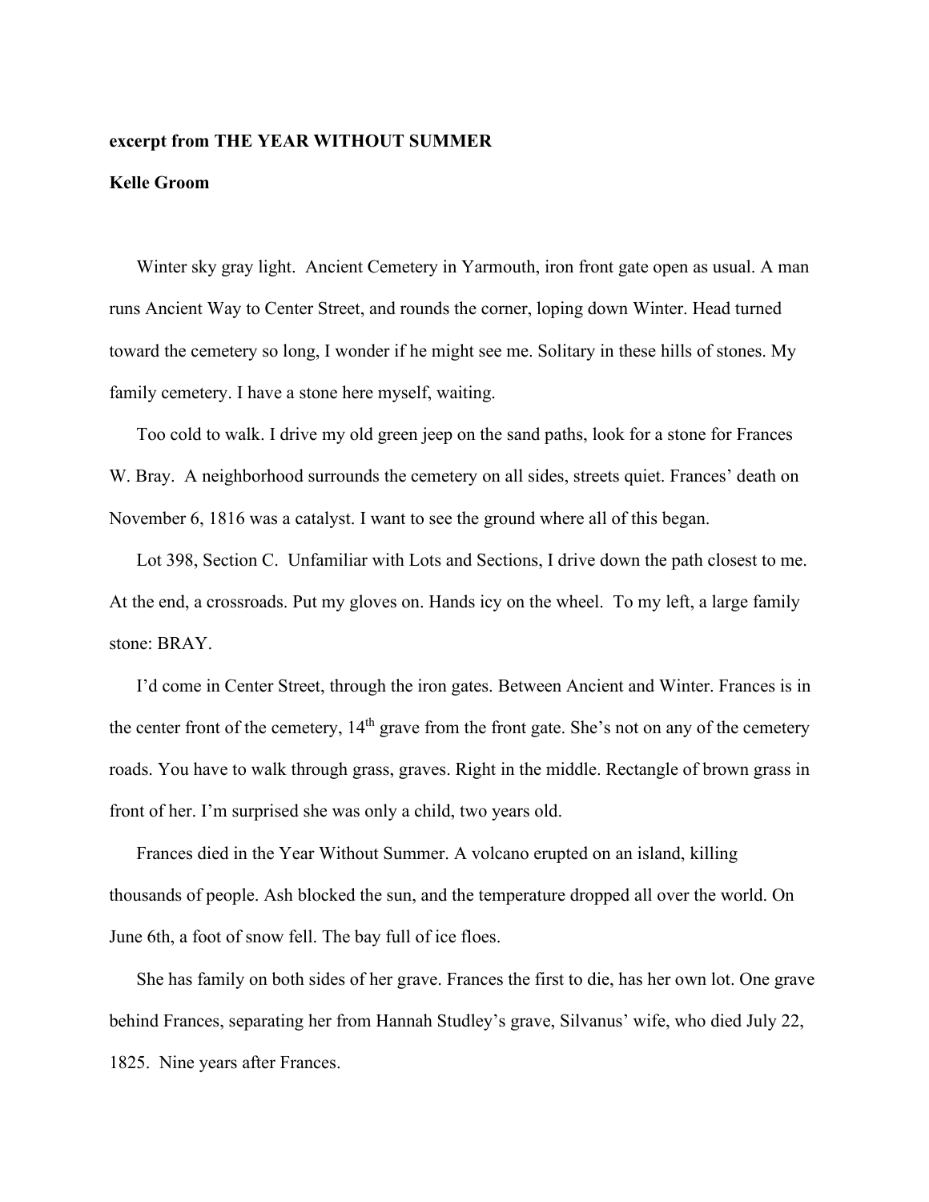**excerpt from THE YEAR WITHOUT SUMMER**

**Kelle Groom**

Winter sky gray light. Ancient Cemetery in Yarmouth, iron front gate open as usual. A man runs Ancient Way to Center Street, and rounds the corner, loping down Winter. Head turned toward the cemetery so long, I wonder if he might see me. Solitary in these hills of stones. My family cemetery. I have a stone here myself, waiting.

Too cold to walk. I drive my old green jeep on the sand paths, look for a stone for Frances W. Bray. A neighborhood surrounds the cemetery on all sides, streets quiet. Frances' death on November 6, 1816 was a catalyst. I want to see the ground where all of this began.

Lot 398, Section C. Unfamiliar with Lots and Sections, I drive down the path closest to me. At the end, a crossroads. Put my gloves on. Hands icy on the wheel. To my left, a large family stone: BRAY.

I'd come in Center Street, through the iron gates. Between Ancient and Winter. Frances is in the center front of the cemetery, 14th grave from the front gate. She's not on any of the cemetery roads. You have to walk through grass, graves. Right in the middle. Rectangle of brown grass in front of her. I'm surprised she was only a child, two years old.

Frances died in the Year Without Summer. A volcano erupted on an island, killing thousands of people. Ash blocked the sun, and the temperature dropped all over the world. On June 6th, a foot of snow fell. The bay full of ice floes.

She has family on both sides of her grave. Frances the first to die, has her own lot. One grave behind Frances, separating her from Hannah Studley's grave, Silvanus' wife, who died July 22, 1825. Nine years after Frances.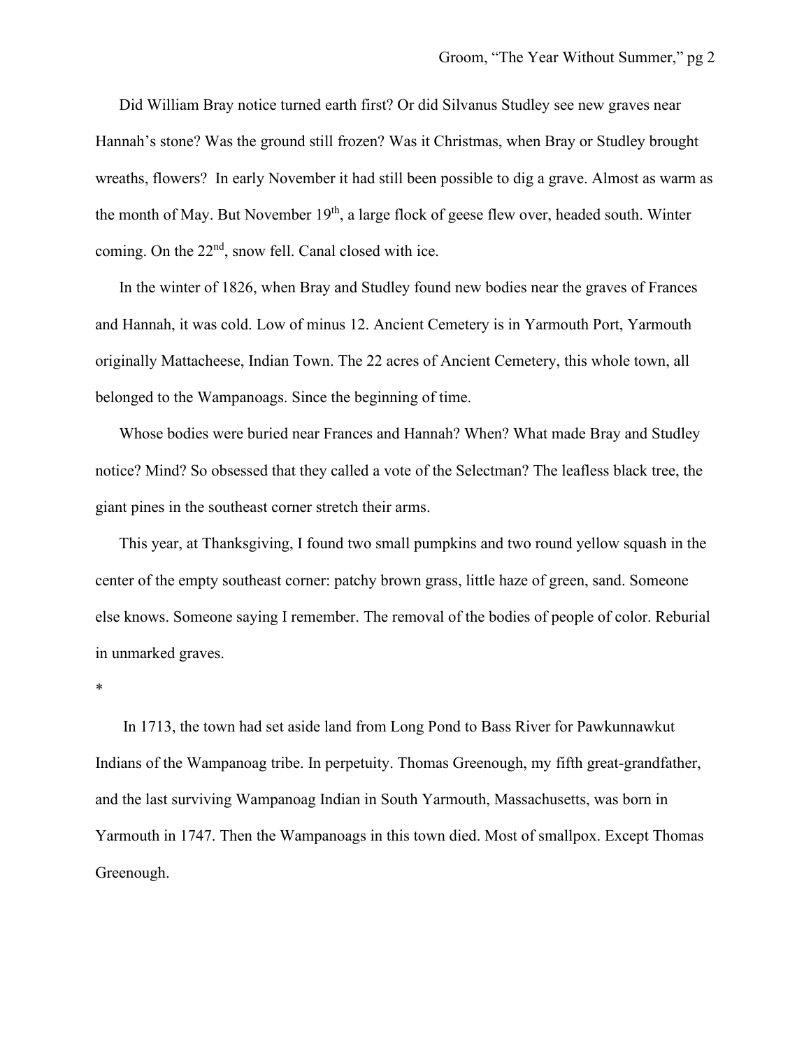Did William Bray notice turned earth first? Or did Silvanus Studley see new graves near Hannah's stone? Was the ground still frozen? Was it Christmas, when Bray or Studley brought wreaths, flowers? In early November it had still been possible to dig a grave. Almost as warm as the month of May. But November 19th, a large flock of geese flew over, headed south. Winter coming. On the 22nd, snow fell. Canal closed with ice.

In the winter of 1826, when Bray and Studley found new bodies near the graves of Frances and Hannah, it was cold. Low of minus 12. Ancient Cemetery is in Yarmouth Port, Yarmouth originally Mattacheese, Indian Town. The 22 acres of Ancient Cemetery, this whole town, all belonged to the Wampanoags. Since the beginning of time.

Whose bodies were buried near Frances and Hannah? When? What made Bray and Studley notice? Mind? So obsessed that they called a vote of the Selectman? The leafless black tree, the giant pines in the southeast corner stretch their arms.

This year, at Thanksgiving, I found two small pumpkins and two round yellow squash in the center of the empty southeast corner: patchy brown grass, little haze of green, sand. Someone else knows. Someone saying I remember. The removal of the bodies of people of color. Reburial in unmarked graves.

*

In 1713, the town had set aside land from Long Pond to Bass River for Pawkunnawkut Indians of the Wampanoag tribe. In perpetuity. Thomas Greenough, my fifth great-grandfather, and the last surviving Wampanoag Indian in South Yarmouth, Massachusetts, was born in Yarmouth in 1747. Then the Wampanoags in this town died. Most of smallpox. Except Thomas Greenough.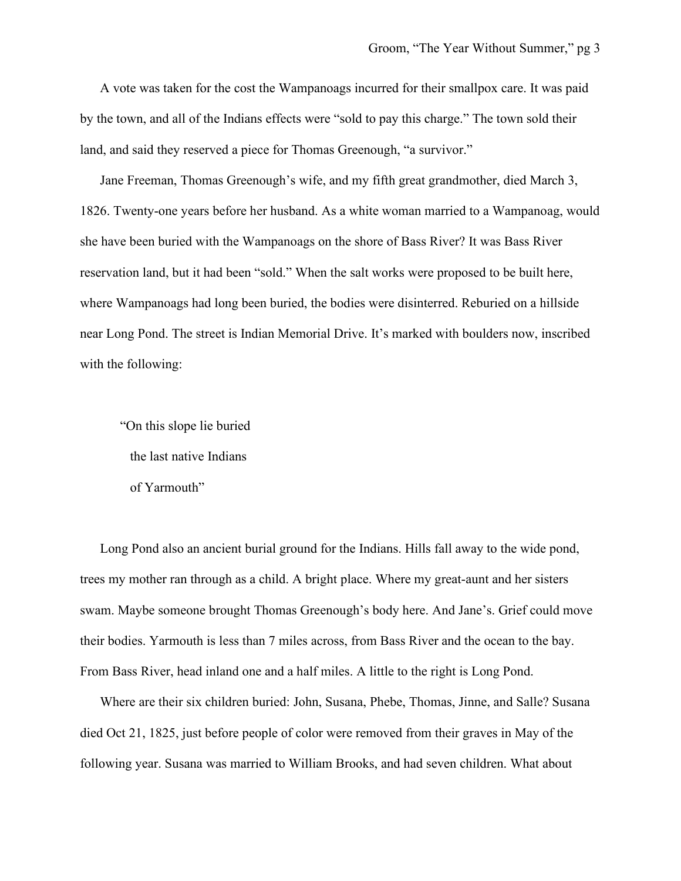A vote was taken for the cost the Wampanoags incurred for their smallpox care. It was paid by the town, and all of the Indians effects were "sold to pay this charge." The town sold their land, and said they reserved a piece for Thomas Greenough, "a survivor."

Jane Freeman, Thomas Greenough's wife, and my fifth great grandmother, died March 3, 1826. Twenty-one years before her husband. As a white woman married to a Wampanoag, would she have been buried with the Wampanoags on the shore of Bass River? It was Bass River reservation land, but it had been "sold." When the salt works were proposed to be built here, where Wampanoags had long been buried, the bodies were disinterred. Reburied on a hillside near Long Pond. The street is Indian Memorial Drive. It's marked with boulders now, inscribed with the following:

> "On this slope lie buried
> the last native Indians
> of Yarmouth"

Long Pond also an ancient burial ground for the Indians. Hills fall away to the wide pond, trees my mother ran through as a child. A bright place. Where my great-aunt and her sisters swam. Maybe someone brought Thomas Greenough's body here. And Jane's. Grief could move their bodies. Yarmouth is less than 7 miles across, from Bass River and the ocean to the bay. From Bass River, head inland one and a half miles. A little to the right is Long Pond.

Where are their six children buried: John, Susana, Phebe, Thomas, Jinne, and Salle? Susana died Oct 21, 1825, just before people of color were removed from their graves in May of the following year. Susana was married to William Brooks, and had seven children. What about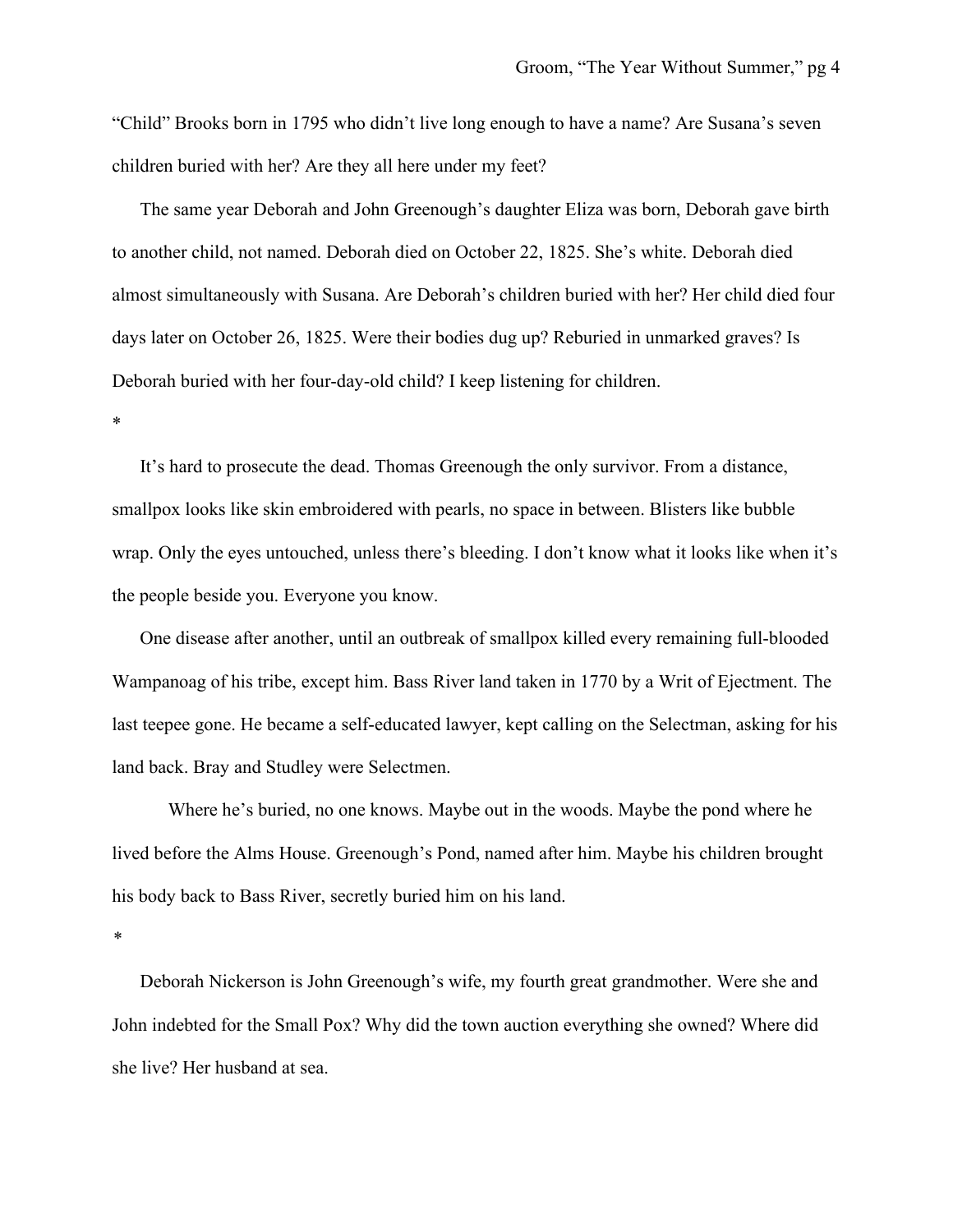"Child" Brooks born in 1795 who didn't live long enough to have a name? Are Susana's seven children buried with her? Are they all here under my feet?

The same year Deborah and John Greenough's daughter Eliza was born, Deborah gave birth to another child, not named. Deborah died on October 22, 1825. She's white. Deborah died almost simultaneously with Susana. Are Deborah's children buried with her? Her child died four days later on October 26, 1825. Were their bodies dug up? Reburied in unmarked graves? Is Deborah buried with her four-day-old child? I keep listening for children.

*

It's hard to prosecute the dead. Thomas Greenough the only survivor. From a distance, smallpox looks like skin embroidered with pearls, no space in between. Blisters like bubble wrap. Only the eyes untouched, unless there's bleeding. I don't know what it looks like when it's the people beside you. Everyone you know.

One disease after another, until an outbreak of smallpox killed every remaining full-blooded Wampanoag of his tribe, except him. Bass River land taken in 1770 by a Writ of Ejectment. The last teepee gone. He became a self-educated lawyer, kept calling on the Selectman, asking for his land back. Bray and Studley were Selectmen.

Where he's buried, no one knows. Maybe out in the woods. Maybe the pond where he lived before the Alms House. Greenough's Pond, named after him. Maybe his children brought his body back to Bass River, secretly buried him on his land.

*

Deborah Nickerson is John Greenough's wife, my fourth great grandmother. Were she and John indebted for the Small Pox? Why did the town auction everything she owned? Where did she live? Her husband at sea.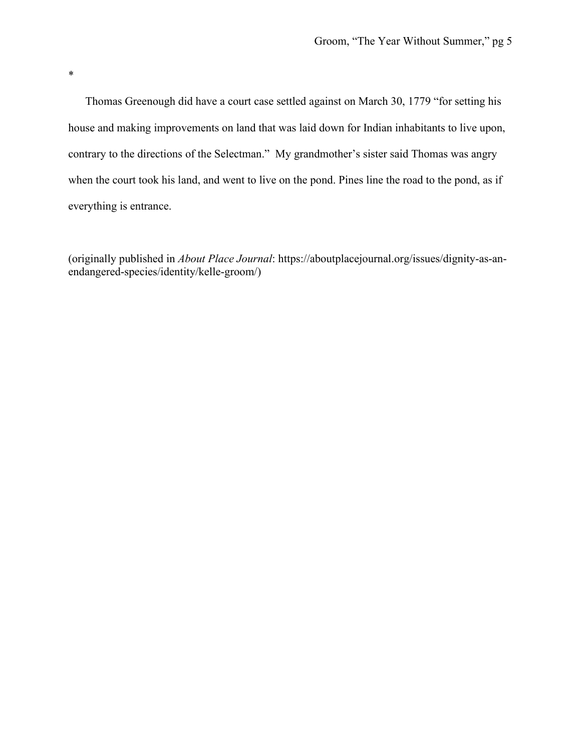*

Thomas Greenough did have a court case settled against on March 30, 1779 "for setting his house and making improvements on land that was laid down for Indian inhabitants to live upon, contrary to the directions of the Selectman." My grandmother's sister said Thomas was angry when the court took his land, and went to live on the pond. Pines line the road to the pond, as if everything is entrance.

(originally published in *About Place Journal*: https://aboutplacejournal.org/issues/dignity-as-an-endangered-species/identity/kelle-groom/)